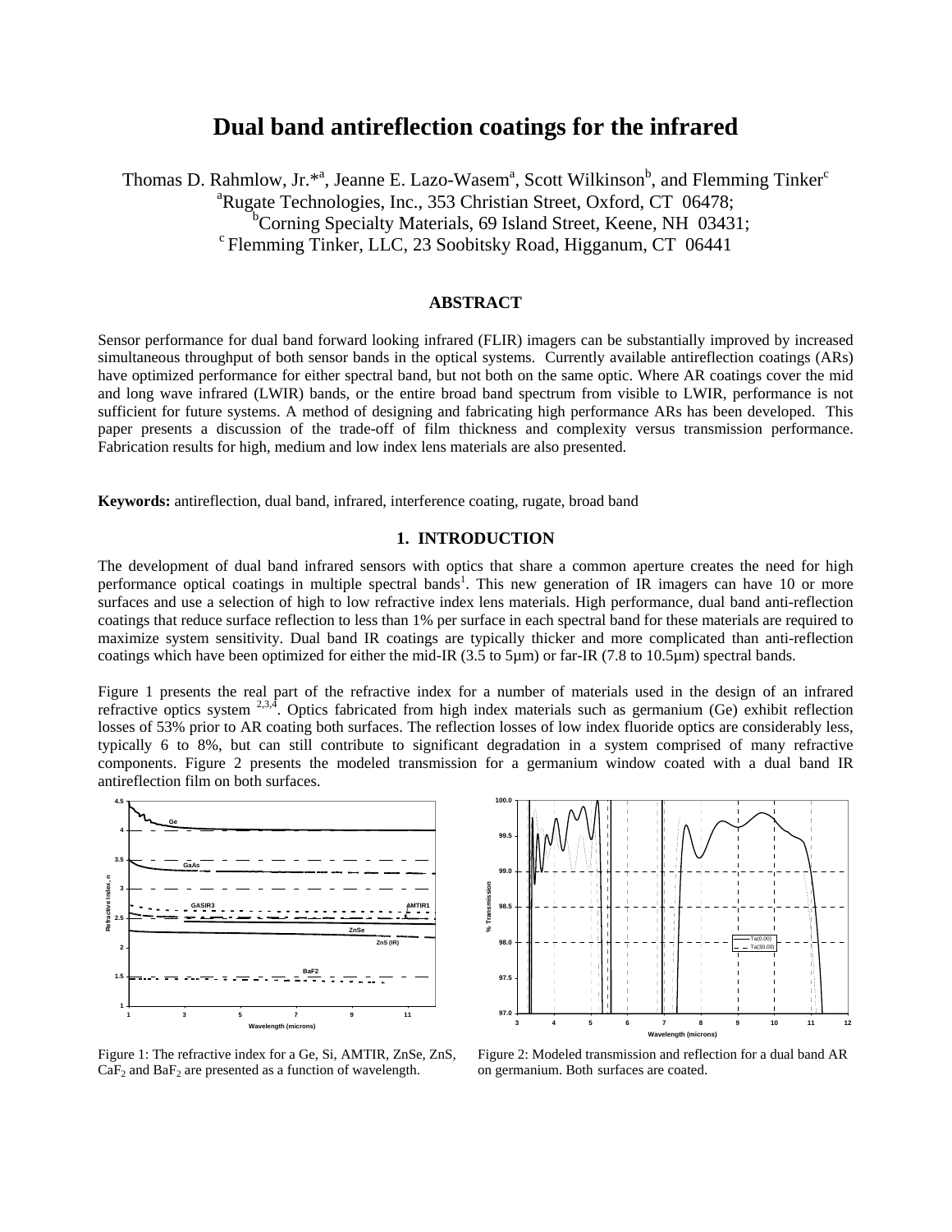# Dual band antireflection coatings for the infrared

Thomas D. Rahmlow, Jr.*[a], Jeanne E. Lazo-Wasem[a], Scott Wilkinson[b], and Flemming Tinker[c]

[a]Rugate Technologies, Inc., 353 Christian Street, Oxford, CT 06478;
[b]Corning Specialty Materials, 69 Island Street, Keene, NH 03431;
[c] Flemming Tinker, LLC, 23 Soobitsky Road, Higganum, CT 06441

## ABSTRACT

Sensor performance for dual band forward looking infrared (FLIR) imagers can be substantially improved by increased simultaneous throughput of both sensor bands in the optical systems. Currently available antireflection coatings (ARs) have optimized performance for either spectral band, but not both on the same optic. Where AR coatings cover the mid and long wave infrared (LWIR) bands, or the entire broad band spectrum from visible to LWIR, performance is not sufficient for future systems. A method of designing and fabricating high performance ARs has been developed. This paper presents a discussion of the trade-off of film thickness and complexity versus transmission performance. Fabrication results for high, medium and low index lens materials are also presented.

**Keywords:** antireflection, dual band, infrared, interference coating, rugate, broad band

## 1. INTRODUCTION

The development of dual band infrared sensors with optics that share a common aperture creates the need for high performance optical coatings in multiple spectral bands[1]. This new generation of IR imagers can have 10 or more surfaces and use a selection of high to low refractive index lens materials. High performance, dual band anti-reflection coatings that reduce surface reflection to less than 1% per surface in each spectral band for these materials are required to maximize system sensitivity. Dual band IR coatings are typically thicker and more complicated than anti-reflection coatings which have been optimized for either the mid-IR (3.5 to 5µm) or far-IR (7.8 to 10.5µm) spectral bands.

Figure 1 presents the real part of the refractive index for a number of materials used in the design of an infrared refractive optics system [2,3,4]. Optics fabricated from high index materials such as germanium (Ge) exhibit reflection losses of 53% prior to AR coating both surfaces. The reflection losses of low index fluoride optics are considerably less, typically 6 to 8%, but can still contribute to significant degradation in a system comprised of many refractive components. Figure 2 presents the modeled transmission for a germanium window coated with a dual band IR antireflection film on both surfaces.

Figure 1: The refractive index for a Ge, Si, AMTIR, ZnSe, ZnS, $CaF_2$ and $BaF_2$ are presented as a function of wavelength.

Figure 2: Modeled transmission and reflection for a dual band AR on germanium. Both surfaces are coated.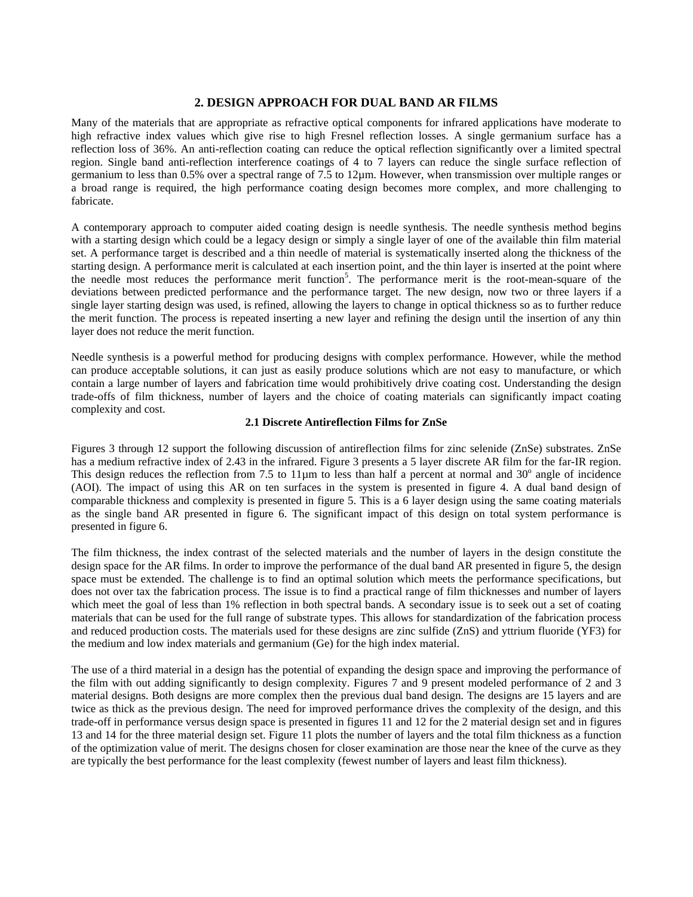## 2. DESIGN APPROACH FOR DUAL BAND AR FILMS

Many of the materials that are appropriate as refractive optical components for infrared applications have moderate to high refractive index values which give rise to high Fresnel reflection losses. A single germanium surface has a reflection loss of 36%. An anti-reflection coating can reduce the optical reflection significantly over a limited spectral region. Single band anti-reflection interference coatings of 4 to 7 layers can reduce the single surface reflection of germanium to less than 0.5% over a spectral range of 7.5 to 12µm. However, when transmission over multiple ranges or a broad range is required, the high performance coating design becomes more complex, and more challenging to fabricate.

A contemporary approach to computer aided coating design is needle synthesis. The needle synthesis method begins with a starting design which could be a legacy design or simply a single layer of one of the available thin film material set. A performance target is described and a thin needle of material is systematically inserted along the thickness of the starting design. A performance merit is calculated at each insertion point, and the thin layer is inserted at the point where the needle most reduces the performance merit function[5]. The performance merit is the root-mean-square of the deviations between predicted performance and the performance target. The new design, now two or three layers if a single layer starting design was used, is refined, allowing the layers to change in optical thickness so as to further reduce the merit function. The process is repeated inserting a new layer and refining the design until the insertion of any thin layer does not reduce the merit function.

Needle synthesis is a powerful method for producing designs with complex performance. However, while the method can produce acceptable solutions, it can just as easily produce solutions which are not easy to manufacture, or which contain a large number of layers and fabrication time would prohibitively drive coating cost. Understanding the design trade-offs of film thickness, number of layers and the choice of coating materials can significantly impact coating complexity and cost.

### 2.1 Discrete Antireflection Films for ZnSe

Figures 3 through 12 support the following discussion of antireflection films for zinc selenide (ZnSe) substrates. ZnSe has a medium refractive index of 2.43 in the infrared. Figure 3 presents a 5 layer discrete AR film for the far-IR region. This design reduces the reflection from 7.5 to 11µm to less than half a percent at normal and 30° angle of incidence (AOI). The impact of using this AR on ten surfaces in the system is presented in figure 4. A dual band design of comparable thickness and complexity is presented in figure 5. This is a 6 layer design using the same coating materials as the single band AR presented in figure 6. The significant impact of this design on total system performance is presented in figure 6.

The film thickness, the index contrast of the selected materials and the number of layers in the design constitute the design space for the AR films. In order to improve the performance of the dual band AR presented in figure 5, the design space must be extended. The challenge is to find an optimal solution which meets the performance specifications, but does not over tax the fabrication process. The issue is to find a practical range of film thicknesses and number of layers which meet the goal of less than 1% reflection in both spectral bands. A secondary issue is to seek out a set of coating materials that can be used for the full range of substrate types. This allows for standardization of the fabrication process and reduced production costs. The materials used for these designs are zinc sulfide (ZnS) and yttrium fluoride ($YF_3$) for the medium and low index materials and germanium (Ge) for the high index material.

The use of a third material in a design has the potential of expanding the design space and improving the performance of the film with out adding significantly to design complexity. Figures 7 and 9 present modeled performance of 2 and 3 material designs. Both designs are more complex then the previous dual band design. The designs are 15 layers and are twice as thick as the previous design. The need for improved performance drives the complexity of the design, and this trade-off in performance versus design space is presented in figures 11 and 12 for the 2 material design set and in figures 13 and 14 for the three material design set. Figure 11 plots the number of layers and the total film thickness as a function of the optimization value of merit. The designs chosen for closer examination are those near the knee of the curve as they are typically the best performance for the least complexity (fewest number of layers and least film thickness).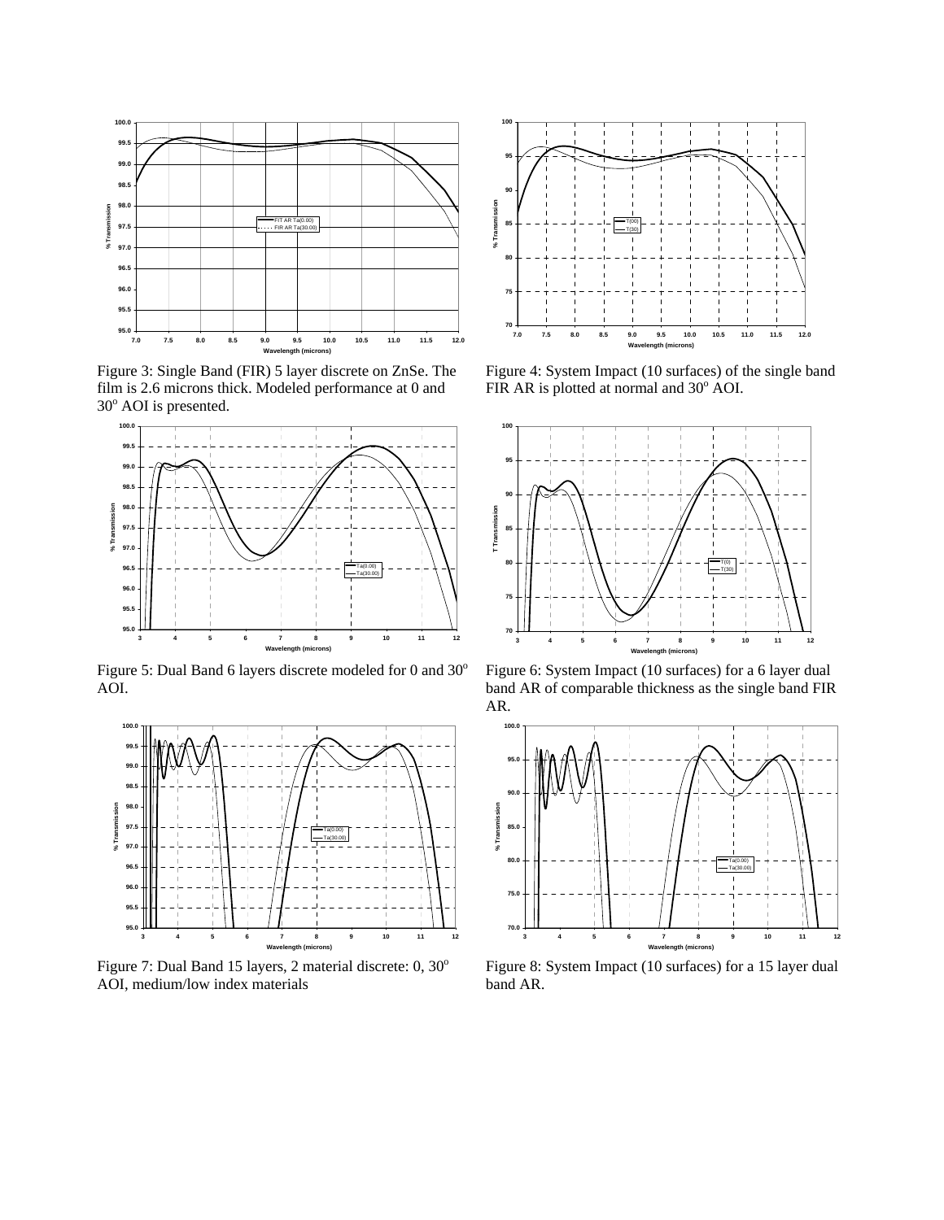Figure 3: Single Band (FIR) 5 layer discrete on ZnSe. The film is 2.6 microns thick. Modeled performance at 0 and 30° AOI is presented.

Figure 4: System Impact (10 surfaces) of the single band FIR AR is plotted at normal and 30° AOI.

Figure 5: Dual Band 6 layers discrete modeled for 0 and 30° AOI.

Figure 6: System Impact (10 surfaces) for a 6 layer dual band AR of comparable thickness as the single band FIR AR.

Figure 7: Dual Band 15 layers, 2 material discrete: 0, 30° AOI, medium/low index materials

Figure 8: System Impact (10 surfaces) for a 15 layer dual band AR.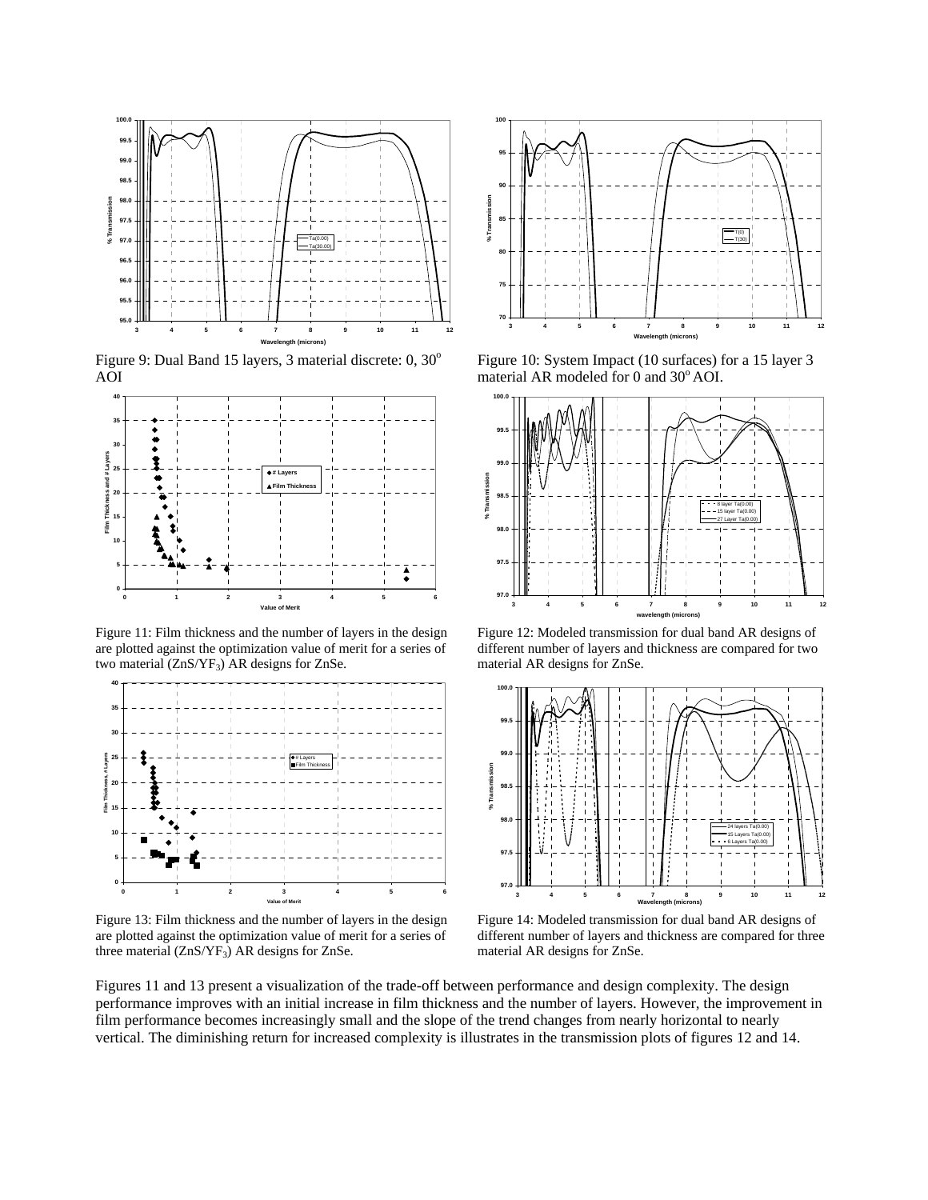Figure 9: Dual Band 15 layers, 3 material discrete: 0, 30° AOI

Figure 10: System Impact (10 surfaces) for a 15 layer 3 material AR modeled for 0 and 30° AOI.

Figure 11: Film thickness and the number of layers in the design are plotted against the optimization value of merit for a series of two material ($ZnS/YF_3$) AR designs for ZnSe.

Figure 12: Modeled transmission for dual band AR designs of different number of layers and thickness are compared for two material AR designs for ZnSe.

Figure 13: Film thickness and the number of layers in the design are plotted against the optimization value of merit for a series of three material ($ZnS/YF_3$) AR designs for ZnSe.

Figure 14: Modeled transmission for dual band AR designs of different number of layers and thickness are compared for three material AR designs for ZnSe.

Figures 11 and 13 present a visualization of the trade-off between performance and design complexity. The design performance improves with an initial increase in film thickness and the number of layers. However, the improvement in film performance becomes increasingly small and the slope of the trend changes from nearly horizontal to nearly vertical. The diminishing return for increased complexity is illustrates in the transmission plots of figures 12 and 14.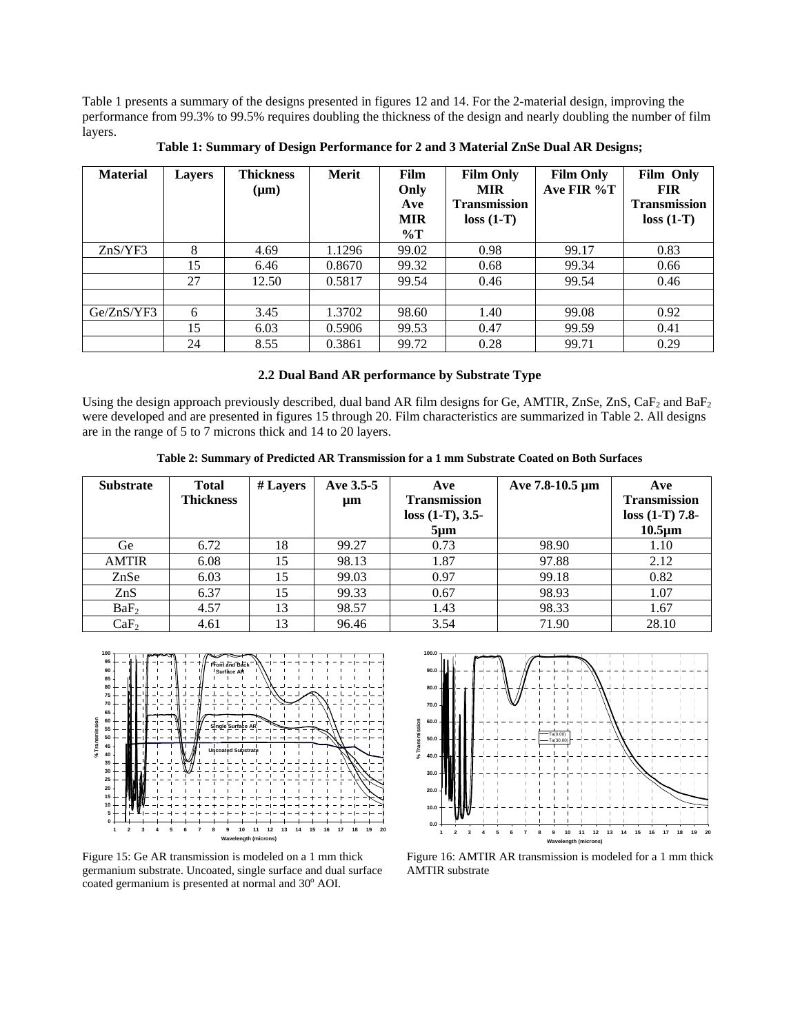Table 1 presents a summary of the designs presented in figures 12 and 14. For the 2-material design, improving the performance from 99.3% to 99.5% requires doubling the thickness of the design and nearly doubling the number of film layers.

**Table 1: Summary of Design Performance for 2 and 3 Material ZnSe Dual AR Designs;**

| Material | Layers | Thickness (μm) | Merit | Film Only Ave MIR %T | Film Only MIR Transmission loss (1-T) | Film Only Ave FIR %T | Film Only FIR Transmission loss (1-T) |
|---|---|---|---|---|---|---|---|
| ZnS/YF3 | 8 | 4.69 | 1.1296 | 99.02 | 0.98 | 99.17 | 0.83 |
| | 15 | 6.46 | 0.8670 | 99.32 | 0.68 | 99.34 | 0.66 |
| | 27 | 12.50 | 0.5817 | 99.54 | 0.46 | 99.54 | 0.46 |
| | | | | | | | |
| Ge/ZnS/YF3 | 6 | 3.45 | 1.3702 | 98.60 | 1.40 | 99.08 | 0.92 |
| | 15 | 6.03 | 0.5906 | 99.53 | 0.47 | 99.59 | 0.41 |
| | 24 | 8.55 | 0.3861 | 99.72 | 0.28 | 99.71 | 0.29 |

### 2.2 Dual Band AR performance by Substrate Type

Using the design approach previously described, dual band AR film designs for Ge, AMTIR, ZnSe, ZnS, $CaF_2$ and $BaF_2$ were developed and are presented in figures 15 through 20. Film characteristics are summarized in Table 2. All designs are in the range of 5 to 7 microns thick and 14 to 20 layers.

**Table 2: Summary of Predicted AR Transmission for a 1 mm Substrate Coated on Both Surfaces**

| Substrate | Total Thickness | # Layers | Ave 3.5-5 μm | Ave Transmission loss (1-T), 3.5-5μm | Ave 7.8-10.5 μm | Ave Transmission loss (1-T) 7.8-10.5μm |
|---|---|---|---|---|---|---|
| Ge | 6.72 | 18 | 99.27 | 0.73 | 98.90 | 1.10 |
| AMTIR | 6.08 | 15 | 98.13 | 1.87 | 97.88 | 2.12 |
| ZnSe | 6.03 | 15 | 99.03 | 0.97 | 99.18 | 0.82 |
| ZnS | 6.37 | 15 | 99.33 | 0.67 | 98.93 | 1.07 |
| $BaF_2$ | 4.57 | 13 | 98.57 | 1.43 | 98.33 | 1.67 |
| $CaF_2$ | 4.61 | 13 | 96.46 | 3.54 | 71.90 | 28.10 |

Figure 15: Ge AR transmission is modeled on a 1 mm thick germanium substrate. Uncoated, single surface and dual surface coated germanium is presented at normal and 30° AOI.

Figure 16: AMTIR AR transmission is modeled for a 1 mm thick AMTIR substrate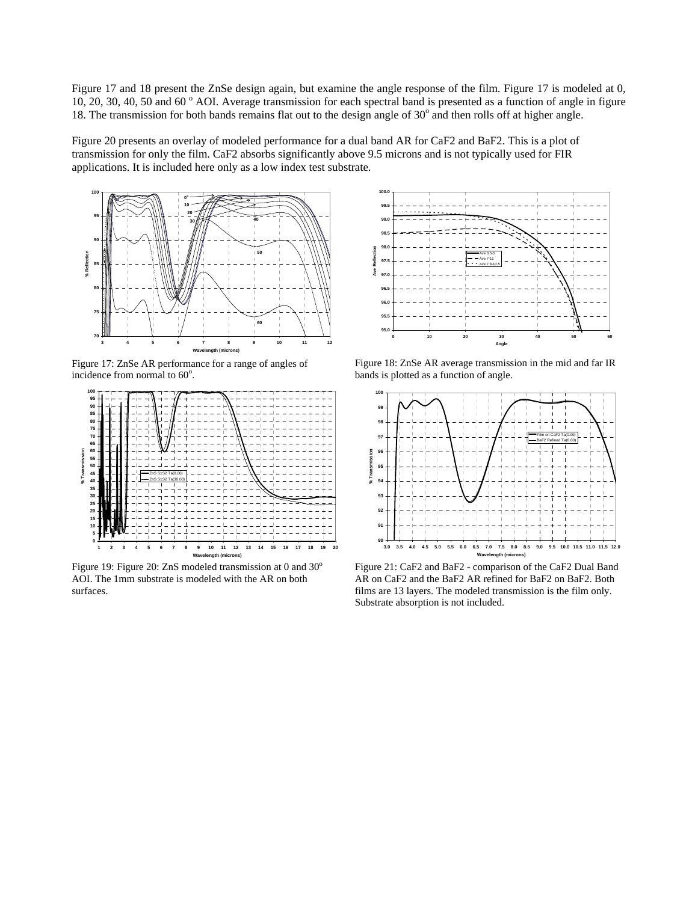Figure 17 and 18 present the ZnSe design again, but examine the angle response of the film. Figure 17 is modeled at 0, 10, 20, 30, 40, 50 and 60 $^o$ AOI. Average transmission for each spectral band is presented as a function of angle in figure 18. The transmission for both bands remains flat out to the design angle of 30$^o$ and then rolls off at higher angle.

Figure 20 presents an overlay of modeled performance for a dual band AR for CaF2 and BaF2. This is a plot of transmission for only the film. CaF2 absorbs significantly above 9.5 microns and is not typically used for FIR applications. It is included here only as a low index test substrate.

Figure 17: ZnSe AR performance for a range of angles of incidence from normal to 60$^o$.

Figure 18: ZnSe AR average transmission in the mid and far IR bands is plotted as a function of angle.

Figure 19: Figure 20: ZnS modeled transmission at 0 and 30$^o$ AOI. The 1mm substrate is modeled with the AR on both surfaces.

Figure 21: CaF2 and BaF2 - comparison of the CaF2 Dual Band AR on CaF2 and the BaF2 AR refined for BaF2 on BaF2. Both films are 13 layers. The modeled transmission is the film only. Substrate absorption is not included.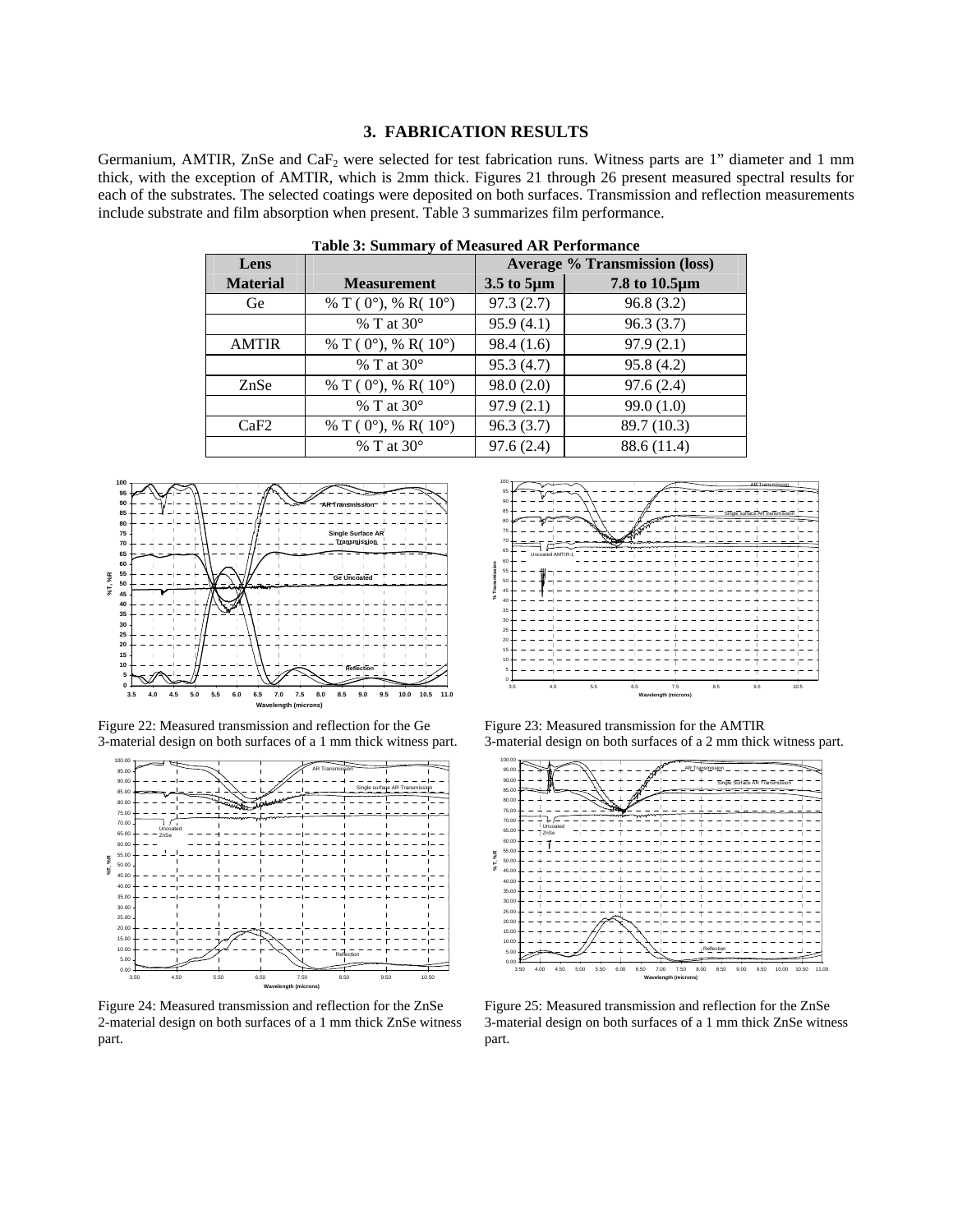## 3. FABRICATION RESULTS

Germanium, AMTIR, ZnSe and $CaF_2$ were selected for test fabrication runs. Witness parts are 1" diameter and 1 mm thick, with the exception of AMTIR, which is 2mm thick. Figures 21 through 26 present measured spectral results for each of the substrates. The selected coatings were deposited on both surfaces. Transmission and reflection measurements include substrate and film absorption when present. Table 3 summarizes film performance.

**Table 3: Summary of Measured AR Performance**

| Lens | | Average % Transmission (loss) | |
|---|---|---|---|
| **Material** | **Measurement** | **3.5 to 5µm** | **7.8 to 10.5µm** |
| Ge | % T ( 0°), % R( 10°) | 97.3 (2.7) | 96.8 (3.2) |
| | % T at 30° | 95.9 (4.1) | 96.3 (3.7) |
| AMTIR | % T ( 0°), % R( 10°) | 98.4 (1.6) | 97.9 (2.1) |
| | % T at 30° | 95.3 (4.7) | 95.8 (4.2) |
| ZnSe | % T ( 0°), % R( 10°) | 98.0 (2.0) | 97.6 (2.4) |
| | % T at 30° | 97.9 (2.1) | 99.0 (1.0) |
| CaF2 | % T ( 0°), % R( 10°) | 96.3 (3.7) | 89.7 (10.3) |
| | % T at 30° | 97.6 (2.4) | 88.6 (11.4) |

Figure 22: Measured transmission and reflection for the Ge 3-material design on both surfaces of a 1 mm thick witness part.

Figure 23: Measured transmission for the AMTIR 3-material design on both surfaces of a 2 mm thick witness part.

Figure 24: Measured transmission and reflection for the ZnSe 2-material design on both surfaces of a 1 mm thick ZnSe witness part.

Figure 25: Measured transmission and reflection for the ZnSe 3-material design on both surfaces of a 1 mm thick ZnSe witness part.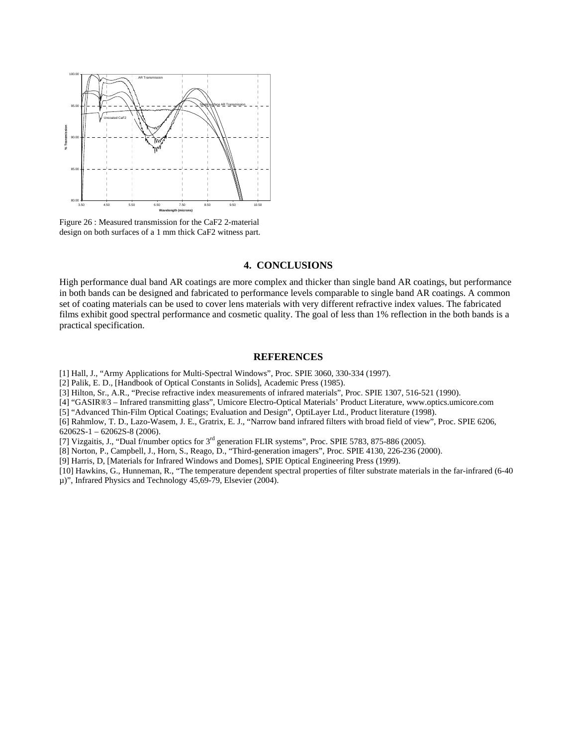100.00
95.00
90.00
85.00
80.00
% Transmission
3.50 4.50 5.50 6.50 7.50 8.50 9.50 10.50
Wavelength (microns)
AR Transmission
Single surface AR Transmission
Uncoated CaF2

Figure 26 : Measured transmission for the CaF2 2-material design on both surfaces of a 1 mm thick CaF2 witness part.

## 4. CONCLUSIONS

High performance dual band AR coatings are more complex and thicker than single band AR coatings, but performance in both bands can be designed and fabricated to performance levels comparable to single band AR coatings. A common set of coating materials can be used to cover lens materials with very different refractive index values. The fabricated films exhibit good spectral performance and cosmetic quality. The goal of less than 1% reflection in the both bands is a practical specification.

## REFERENCES

[1] Hall, J., "Army Applications for Multi-Spectral Windows", Proc. SPIE 3060, 330-334 (1997).

[2] Palik, E. D., [Handbook of Optical Constants in Solids], Academic Press (1985).

[3] Hilton, Sr., A.R., "Precise refractive index measurements of infrared materials", Proc. SPIE 1307, 516-521 (1990).

[4] "GASIR®3 – Infrared transmitting glass", Umicore Electro-Optical Materials' Product Literature, www.optics.umicore.com

[5] "Advanced Thin-Film Optical Coatings; Evaluation and Design", OptiLayer Ltd., Product literature (1998).

[6] Rahmlow, T. D., Lazo-Wasem, J. E., Gratrix, E. J., "Narrow band infrared filters with broad field of view", Proc. SPIE 6206, 62062S-1 – 62062S-8 (2006).

[7] Vizgaitis, J., "Dual f/number optics for 3rd generation FLIR systems", Proc. SPIE 5783, 875-886 (2005).

[8] Norton, P., Campbell, J., Horn, S., Reago, D., "Third-generation imagers", Proc. SPIE 4130, 226-236 (2000).

[9] Harris, D, [Materials for Infrared Windows and Domes], SPIE Optical Engineering Press (1999).

[10] Hawkins, G., Hunneman, R., "The temperature dependent spectral properties of filter substrate materials in the far-infrared (6-40 µ)", Infrared Physics and Technology 45,69-79, Elsevier (2004).